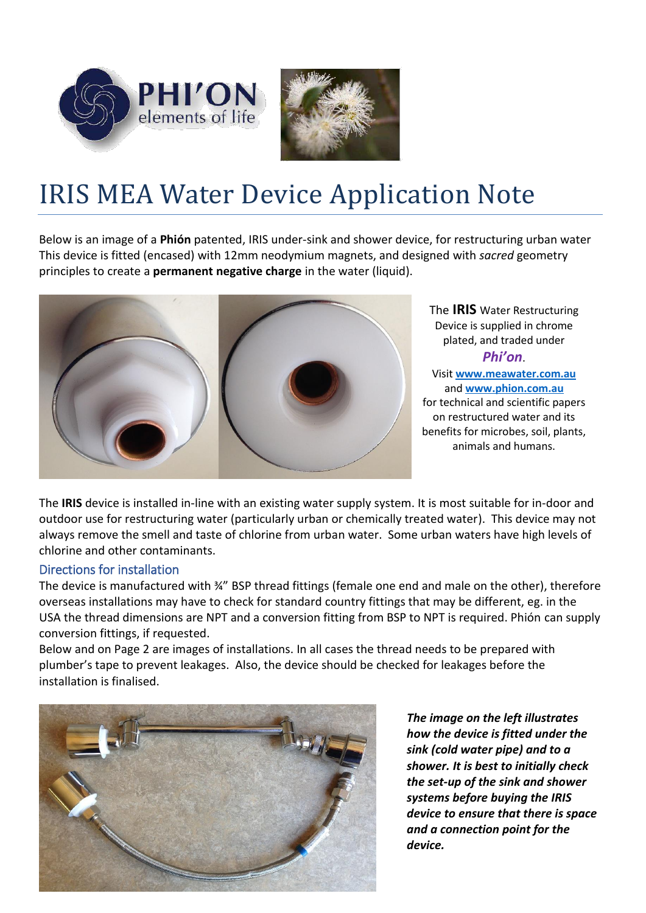PHI'ON
elements of life

# IRIS MEA Water Device Application Note

Below is an image of a **Phión** patented, IRIS under-sink and shower device, for restructuring urban water This device is fitted (encased) with 12mm neodymium magnets, and designed with *sacred* geometry principles to create a **permanent negative charge** in the water (liquid).

The **IRIS** Water Restructuring Device is supplied in chrome plated, and traded under ***Phi'on***.
Visit **www.meawater.com.au** and **www.phion.com.au** for technical and scientific papers on restructured water and its benefits for microbes, soil, plants, animals and humans.

The **IRIS** device is installed in-line with an existing water supply system. It is most suitable for in-door and outdoor use for restructuring water (particularly urban or chemically treated water). This device may not always remove the smell and taste of chlorine from urban water. Some urban waters have high levels of chlorine and other contaminants.

## Directions for installation

The device is manufactured with ¾" BSP thread fittings (female one end and male on the other), therefore overseas installations may have to check for standard country fittings that may be different, eg. in the USA the thread dimensions are NPT and a conversion fitting from BSP to NPT is required. Phión can supply conversion fittings, if requested.

Below and on Page 2 are images of installations. In all cases the thread needs to be prepared with plumber's tape to prevent leakages. Also, the device should be checked for leakages before the installation is finalised.

***The image on the left illustrates how the device is fitted under the sink (cold water pipe) and to a shower. It is best to initially check the set-up of the sink and shower systems before buying the IRIS device to ensure that there is space and a connection point for the device.***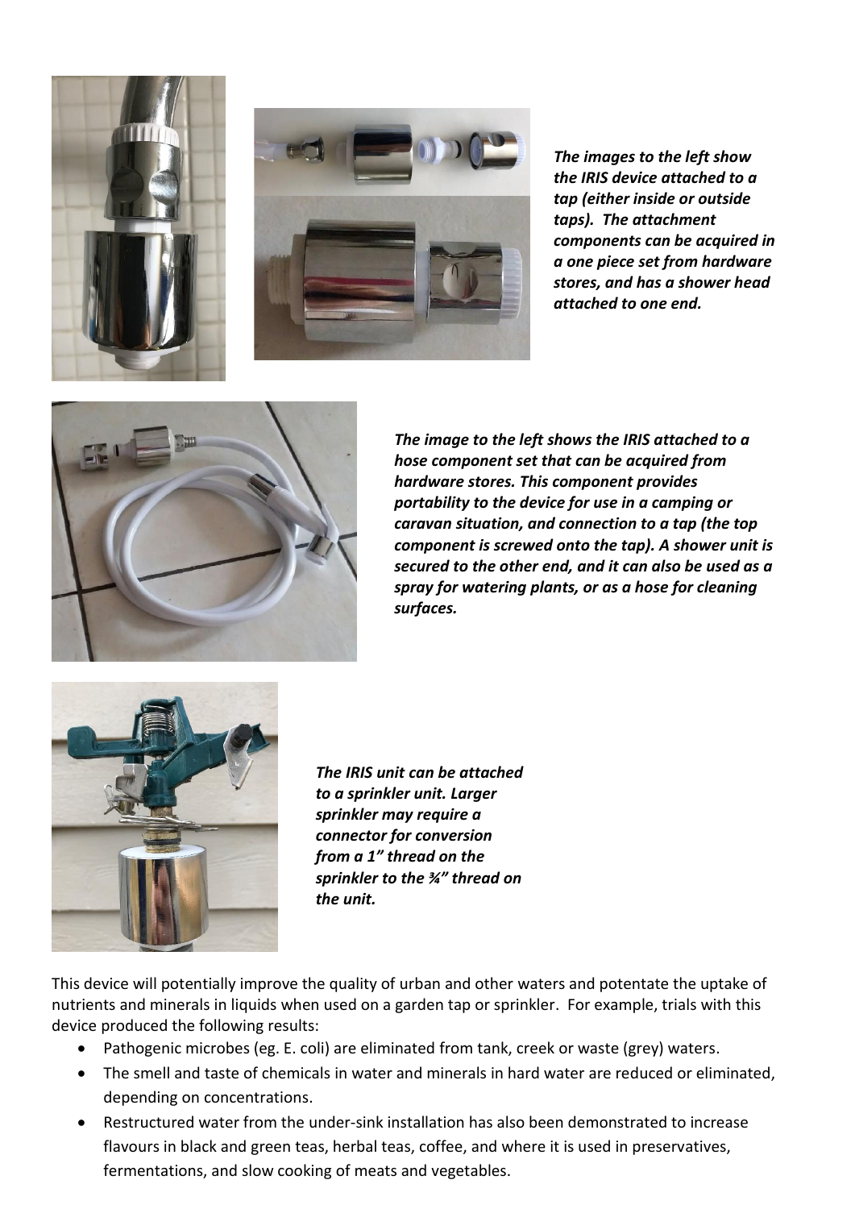***The images to the left show the IRIS device attached to a tap (either inside or outside taps). The attachment components can be acquired in a one piece set from hardware stores, and has a shower head attached to one end.***

***The image to the left shows the IRIS attached to a hose component set that can be acquired from hardware stores. This component provides portability to the device for use in a camping or caravan situation, and connection to a tap (the top component is screwed onto the tap). A shower unit is secured to the other end, and it can also be used as a spray for watering plants, or as a hose for cleaning surfaces.***

***The IRIS unit can be attached to a sprinkler unit. Larger sprinkler may require a connector for conversion from a 1" thread on the sprinkler to the ¾" thread on the unit.***

This device will potentially improve the quality of urban and other waters and potentate the uptake of nutrients and minerals in liquids when used on a garden tap or sprinkler. For example, trials with this device produced the following results:

- Pathogenic microbes (eg. E. coli) are eliminated from tank, creek or waste (grey) waters.
- The smell and taste of chemicals in water and minerals in hard water are reduced or eliminated, depending on concentrations.
- Restructured water from the under-sink installation has also been demonstrated to increase flavours in black and green teas, herbal teas, coffee, and where it is used in preservatives, fermentations, and slow cooking of meats and vegetables.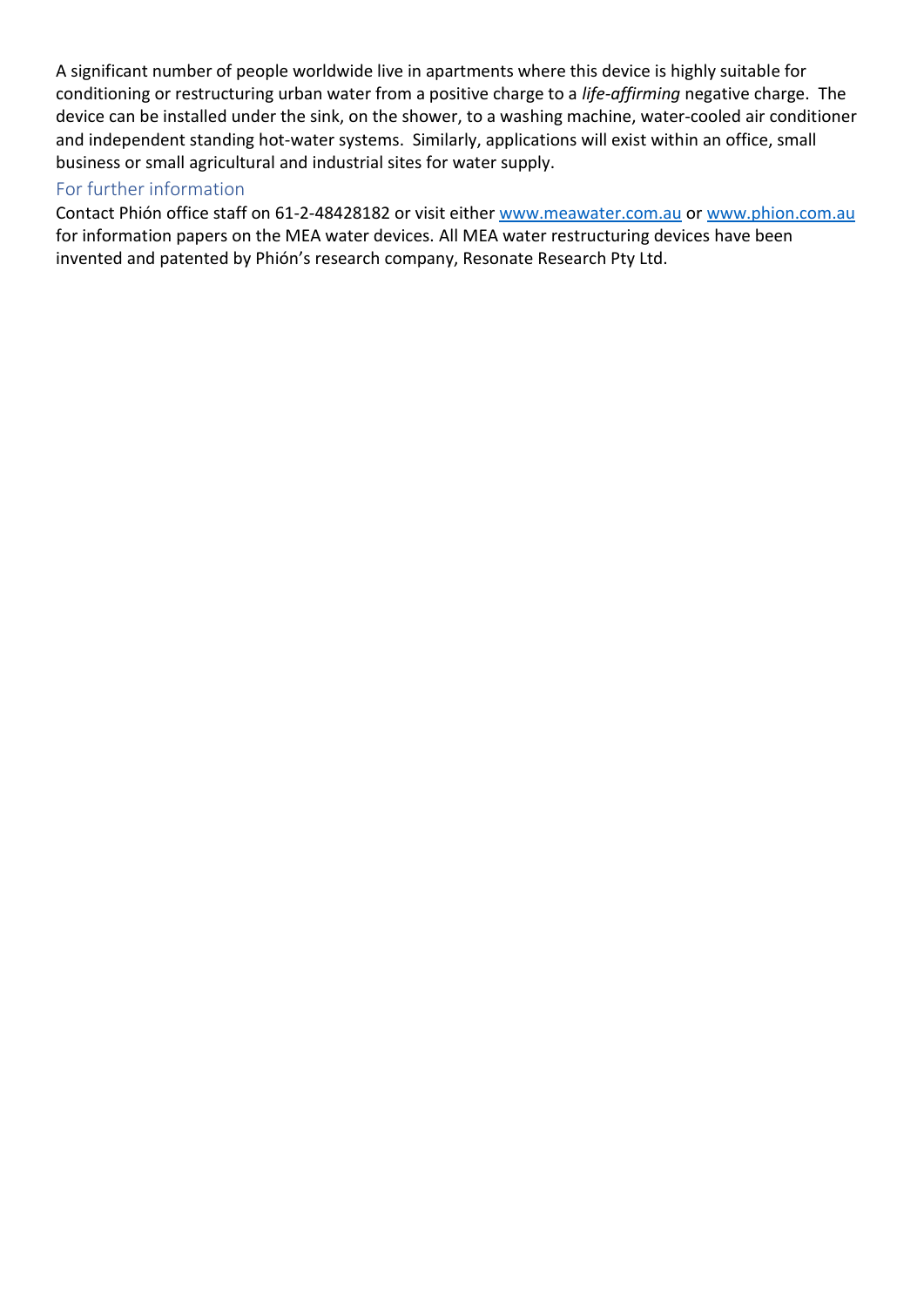A significant number of people worldwide live in apartments where this device is highly suitable for conditioning or restructuring urban water from a positive charge to a *life-affirming* negative charge. The device can be installed under the sink, on the shower, to a washing machine, water-cooled air conditioner and independent standing hot-water systems. Similarly, applications will exist within an office, small business or small agricultural and industrial sites for water supply.

## For further information

Contact Phión office staff on 61-2-48428182 or visit either [www.meawater.com.au](http://www.meawater.com.au) or [www.phion.com.au](http://www.phion.com.au) for information papers on the MEA water devices. All MEA water restructuring devices have been invented and patented by Phión's research company, Resonate Research Pty Ltd.